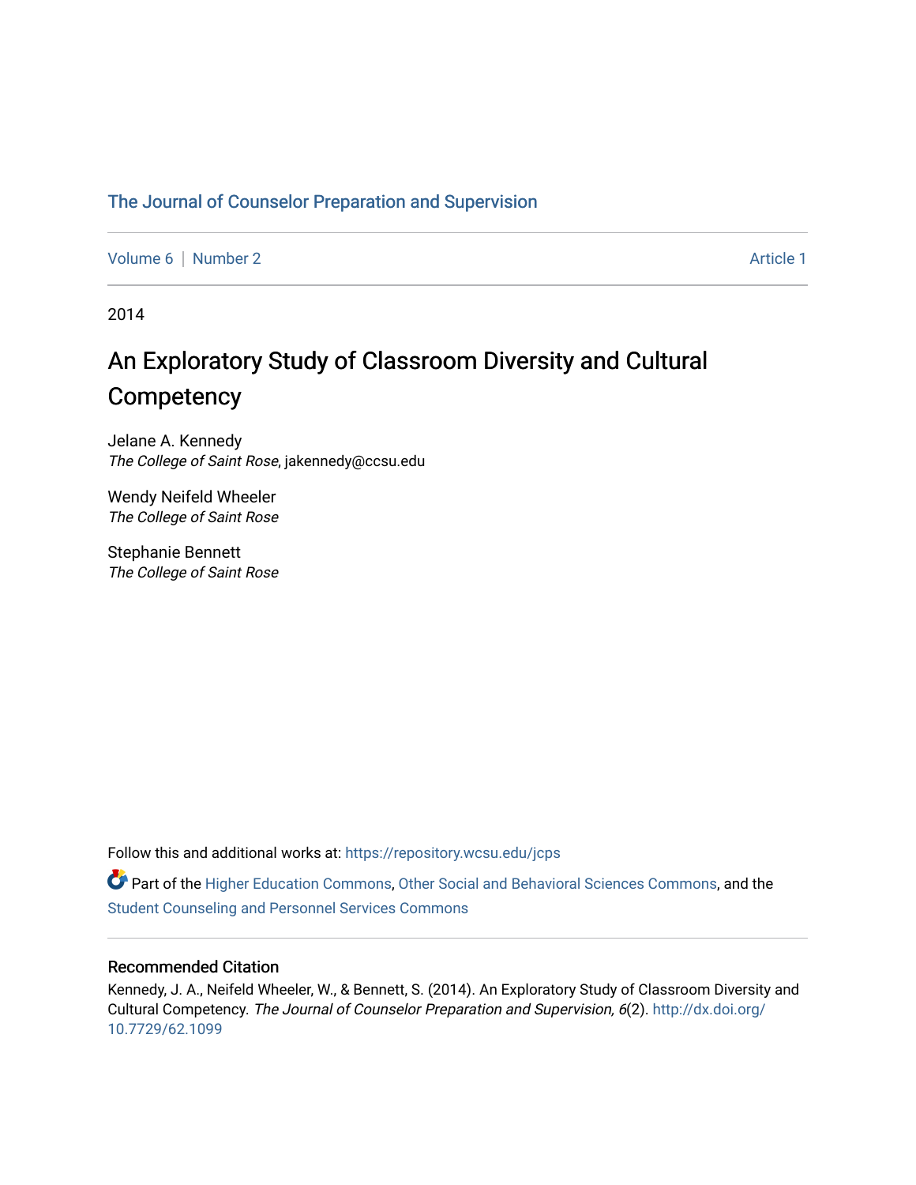The Journal of Counselor Preparation and Supervision

Volume 6 | Number 2 | Article 1

2014

# An Exploratory Study of Classroom Diversity and Cultural Competency

Jelane A. Kennedy
*The College of Saint Rose*, jakennedy@ccsu.edu

Wendy Neifeld Wheeler
*The College of Saint Rose*

Stephanie Bennett
*The College of Saint Rose*

Follow this and additional works at: https://repository.wcsu.edu/jcps

Part of the Higher Education Commons, Other Social and Behavioral Sciences Commons, and the Student Counseling and Personnel Services Commons

## Recommended Citation

Kennedy, J. A., Neifeld Wheeler, W., & Bennett, S. (2014). An Exploratory Study of Classroom Diversity and Cultural Competency. *The Journal of Counselor Preparation and Supervision, 6*(2). http://dx.doi.org/10.7729/62.1099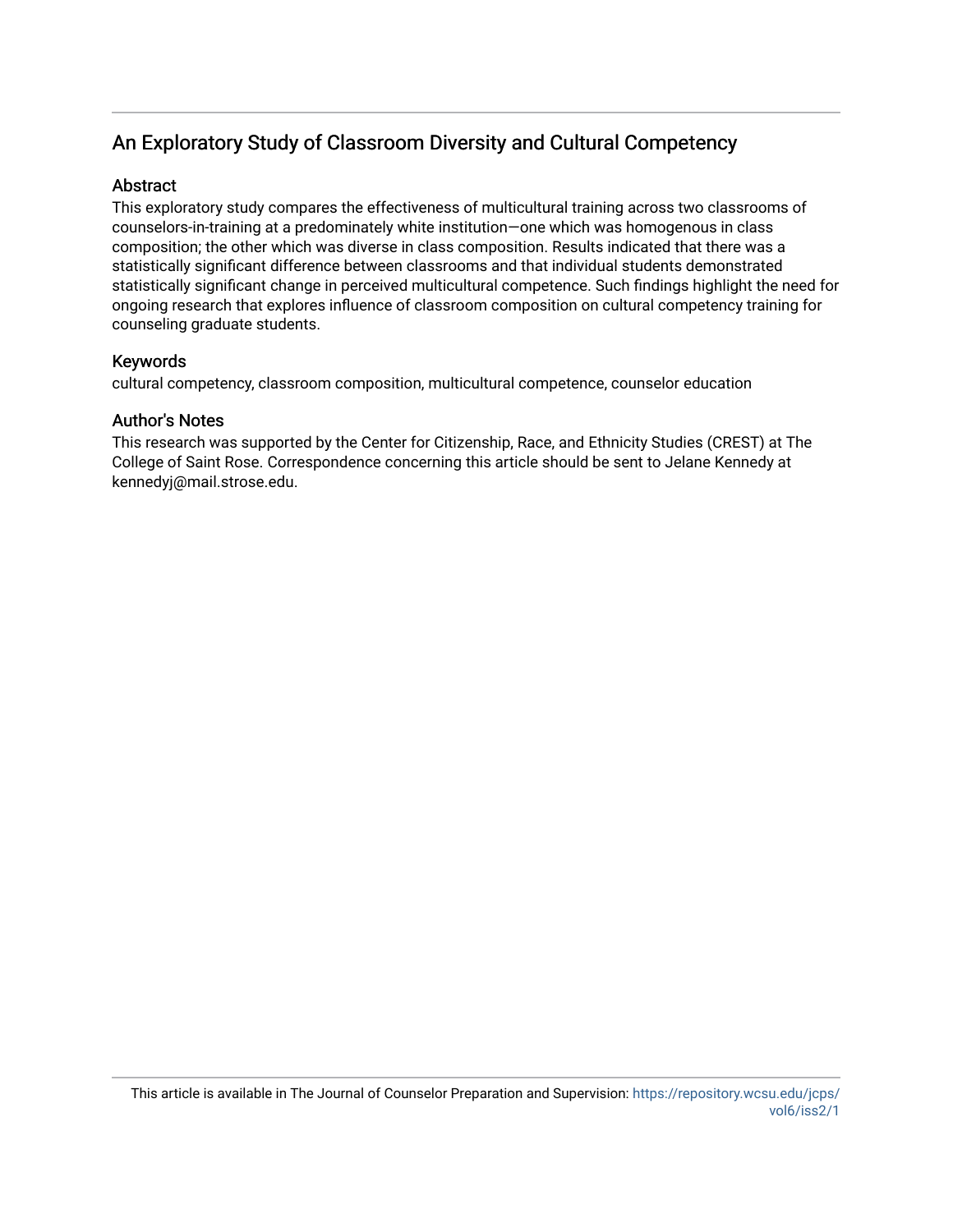## An Exploratory Study of Classroom Diversity and Cultural Competency

### Abstract

This exploratory study compares the effectiveness of multicultural training across two classrooms of counselors-in-training at a predominately white institution—one which was homogenous in class composition; the other which was diverse in class composition. Results indicated that there was a statistically significant difference between classrooms and that individual students demonstrated statistically significant change in perceived multicultural competence. Such findings highlight the need for ongoing research that explores influence of classroom composition on cultural competency training for counseling graduate students.

### Keywords

cultural competency, classroom composition, multicultural competence, counselor education

### Author's Notes

This research was supported by the Center for Citizenship, Race, and Ethnicity Studies (CREST) at The College of Saint Rose. Correspondence concerning this article should be sent to Jelane Kennedy at kennedyj@mail.strose.edu.

This article is available in The Journal of Counselor Preparation and Supervision: https://repository.wcsu.edu/jcps/vol6/iss2/1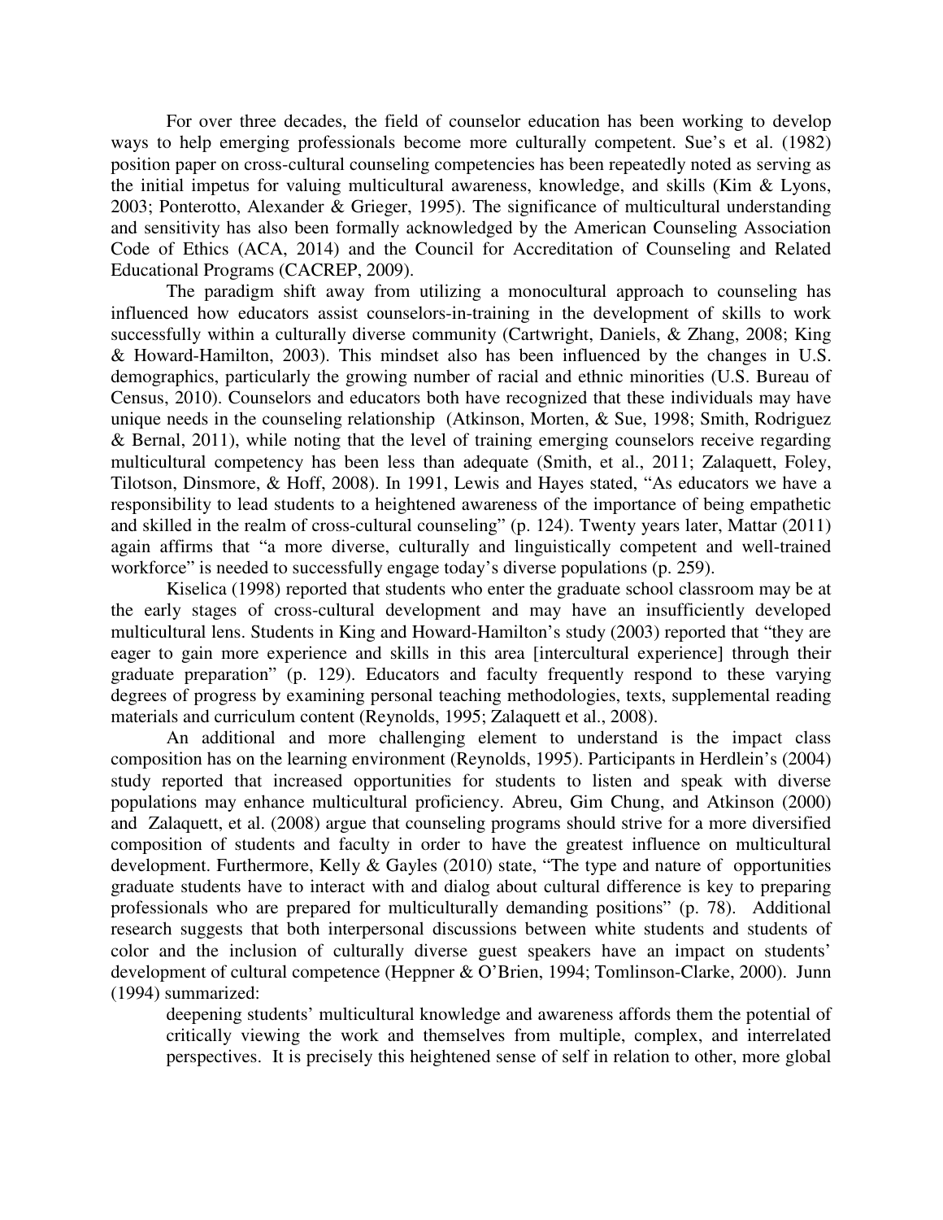For over three decades, the field of counselor education has been working to develop ways to help emerging professionals become more culturally competent. Sue's et al. (1982) position paper on cross-cultural counseling competencies has been repeatedly noted as serving as the initial impetus for valuing multicultural awareness, knowledge, and skills (Kim & Lyons, 2003; Ponterotto, Alexander & Grieger, 1995). The significance of multicultural understanding and sensitivity has also been formally acknowledged by the American Counseling Association Code of Ethics (ACA, 2014) and the Council for Accreditation of Counseling and Related Educational Programs (CACREP, 2009).

The paradigm shift away from utilizing a monocultural approach to counseling has influenced how educators assist counselors-in-training in the development of skills to work successfully within a culturally diverse community (Cartwright, Daniels, & Zhang, 2008; King & Howard-Hamilton, 2003). This mindset also has been influenced by the changes in U.S. demographics, particularly the growing number of racial and ethnic minorities (U.S. Bureau of Census, 2010). Counselors and educators both have recognized that these individuals may have unique needs in the counseling relationship (Atkinson, Morten, & Sue, 1998; Smith, Rodriguez & Bernal, 2011), while noting that the level of training emerging counselors receive regarding multicultural competency has been less than adequate (Smith, et al., 2011; Zalaquett, Foley, Tilotson, Dinsmore, & Hoff, 2008). In 1991, Lewis and Hayes stated, "As educators we have a responsibility to lead students to a heightened awareness of the importance of being empathetic and skilled in the realm of cross-cultural counseling" (p. 124). Twenty years later, Mattar (2011) again affirms that "a more diverse, culturally and linguistically competent and well-trained workforce" is needed to successfully engage today's diverse populations (p. 259).

Kiselica (1998) reported that students who enter the graduate school classroom may be at the early stages of cross-cultural development and may have an insufficiently developed multicultural lens. Students in King and Howard-Hamilton's study (2003) reported that "they are eager to gain more experience and skills in this area [intercultural experience] through their graduate preparation" (p. 129). Educators and faculty frequently respond to these varying degrees of progress by examining personal teaching methodologies, texts, supplemental reading materials and curriculum content (Reynolds, 1995; Zalaquett et al., 2008).

An additional and more challenging element to understand is the impact class composition has on the learning environment (Reynolds, 1995). Participants in Herdlein's (2004) study reported that increased opportunities for students to listen and speak with diverse populations may enhance multicultural proficiency. Abreu, Gim Chung, and Atkinson (2000) and Zalaquett, et al. (2008) argue that counseling programs should strive for a more diversified composition of students and faculty in order to have the greatest influence on multicultural development. Furthermore, Kelly & Gayles (2010) state, "The type and nature of opportunities graduate students have to interact with and dialog about cultural difference is key to preparing professionals who are prepared for multiculturally demanding positions" (p. 78). Additional research suggests that both interpersonal discussions between white students and students of color and the inclusion of culturally diverse guest speakers have an impact on students' development of cultural competence (Heppner & O'Brien, 1994; Tomlinson-Clarke, 2000). Junn (1994) summarized:

> deepening students' multicultural knowledge and awareness affords them the potential of critically viewing the work and themselves from multiple, complex, and interrelated perspectives. It is precisely this heightened sense of self in relation to other, more global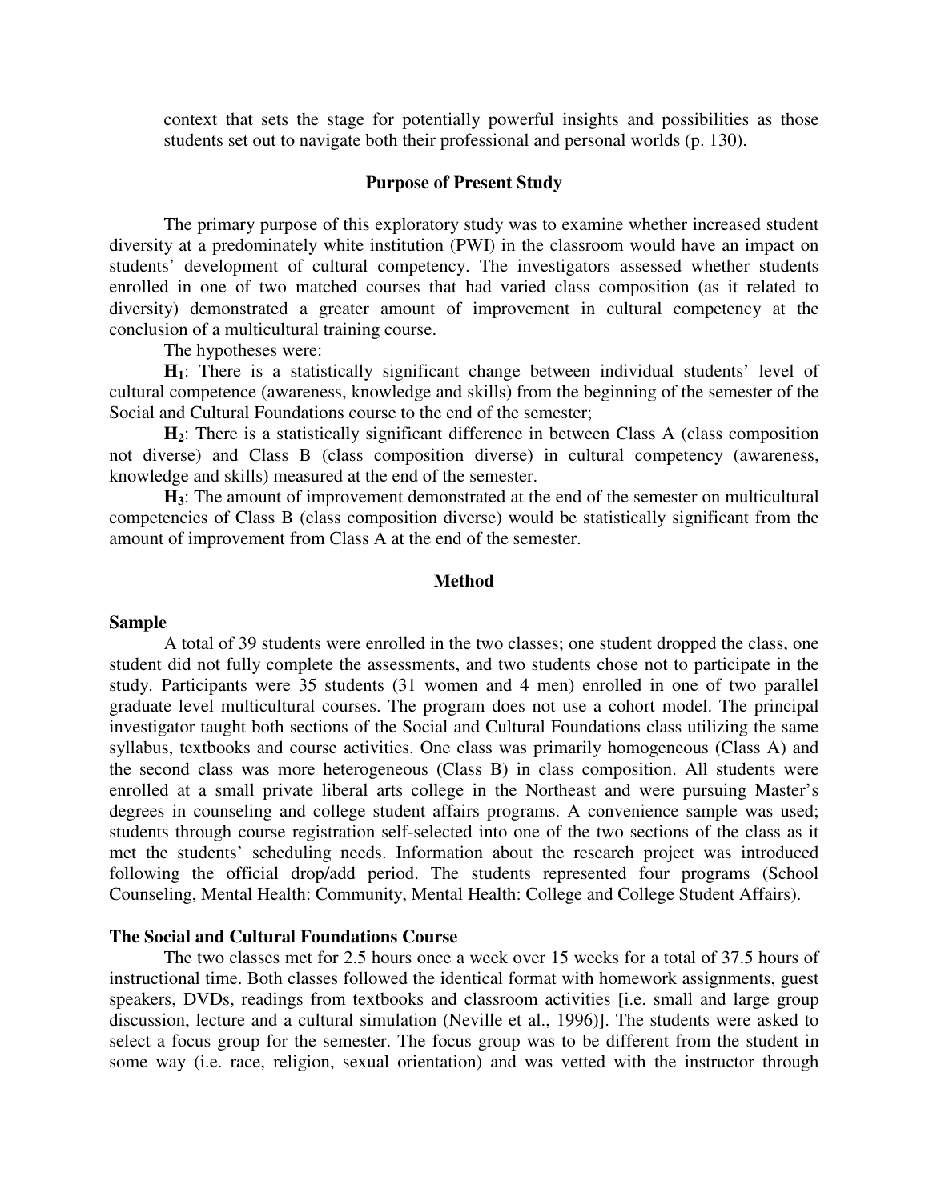context that sets the stage for potentially powerful insights and possibilities as those students set out to navigate both their professional and personal worlds (p. 130).

## Purpose of Present Study

The primary purpose of this exploratory study was to examine whether increased student diversity at a predominately white institution (PWI) in the classroom would have an impact on students' development of cultural competency. The investigators assessed whether students enrolled in one of two matched courses that had varied class composition (as it related to diversity) demonstrated a greater amount of improvement in cultural competency at the conclusion of a multicultural training course.

The hypotheses were:

**$H_1$**: There is a statistically significant change between individual students' level of cultural competence (awareness, knowledge and skills) from the beginning of the semester of the Social and Cultural Foundations course to the end of the semester;

**$H_2$**: There is a statistically significant difference in between Class A (class composition not diverse) and Class B (class composition diverse) in cultural competency (awareness, knowledge and skills) measured at the end of the semester.

**$H_3$**: The amount of improvement demonstrated at the end of the semester on multicultural competencies of Class B (class composition diverse) would be statistically significant from the amount of improvement from Class A at the end of the semester.

## Method

### Sample

A total of 39 students were enrolled in the two classes; one student dropped the class, one student did not fully complete the assessments, and two students chose not to participate in the study. Participants were 35 students (31 women and 4 men) enrolled in one of two parallel graduate level multicultural courses. The program does not use a cohort model. The principal investigator taught both sections of the Social and Cultural Foundations class utilizing the same syllabus, textbooks and course activities. One class was primarily homogeneous (Class A) and the second class was more heterogeneous (Class B) in class composition. All students were enrolled at a small private liberal arts college in the Northeast and were pursuing Master's degrees in counseling and college student affairs programs. A convenience sample was used; students through course registration self-selected into one of the two sections of the class as it met the students' scheduling needs. Information about the research project was introduced following the official drop/add period. The students represented four programs (School Counseling, Mental Health: Community, Mental Health: College and College Student Affairs).

### The Social and Cultural Foundations Course

The two classes met for 2.5 hours once a week over 15 weeks for a total of 37.5 hours of instructional time. Both classes followed the identical format with homework assignments, guest speakers, DVDs, readings from textbooks and classroom activities [i.e. small and large group discussion, lecture and a cultural simulation (Neville et al., 1996)]. The students were asked to select a focus group for the semester. The focus group was to be different from the student in some way (i.e. race, religion, sexual orientation) and was vetted with the instructor through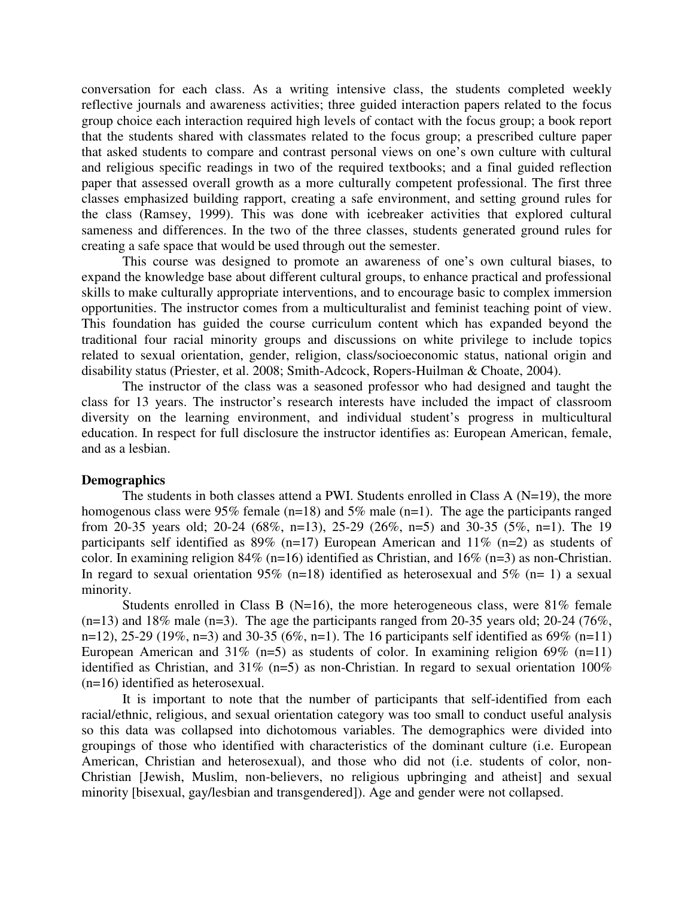conversation for each class. As a writing intensive class, the students completed weekly reflective journals and awareness activities; three guided interaction papers related to the focus group choice each interaction required high levels of contact with the focus group; a book report that the students shared with classmates related to the focus group; a prescribed culture paper that asked students to compare and contrast personal views on one's own culture with cultural and religious specific readings in two of the required textbooks; and a final guided reflection paper that assessed overall growth as a more culturally competent professional. The first three classes emphasized building rapport, creating a safe environment, and setting ground rules for the class (Ramsey, 1999). This was done with icebreaker activities that explored cultural sameness and differences. In the two of the three classes, students generated ground rules for creating a safe space that would be used through out the semester.

This course was designed to promote an awareness of one's own cultural biases, to expand the knowledge base about different cultural groups, to enhance practical and professional skills to make culturally appropriate interventions, and to encourage basic to complex immersion opportunities. The instructor comes from a multiculturalist and feminist teaching point of view. This foundation has guided the course curriculum content which has expanded beyond the traditional four racial minority groups and discussions on white privilege to include topics related to sexual orientation, gender, religion, class/socioeconomic status, national origin and disability status (Priester, et al. 2008; Smith-Adcock, Ropers-Huilman & Choate, 2004).

The instructor of the class was a seasoned professor who had designed and taught the class for 13 years. The instructor's research interests have included the impact of classroom diversity on the learning environment, and individual student's progress in multicultural education. In respect for full disclosure the instructor identifies as: European American, female, and as a lesbian.

**Demographics**

The students in both classes attend a PWI. Students enrolled in Class A (N=19), the more homogenous class were 95% female (n=18) and 5% male (n=1). The age the participants ranged from 20-35 years old; 20-24 (68%, n=13), 25-29 (26%, n=5) and 30-35 (5%, n=1). The 19 participants self identified as 89% (n=17) European American and 11% (n=2) as students of color. In examining religion 84% (n=16) identified as Christian, and 16% (n=3) as non-Christian. In regard to sexual orientation 95% (n=18) identified as heterosexual and 5% (n= 1) a sexual minority.

Students enrolled in Class B (N=16), the more heterogeneous class, were 81% female (n=13) and 18% male (n=3). The age the participants ranged from 20-35 years old; 20-24 (76%, n=12), 25-29 (19%, n=3) and 30-35 (6%, n=1). The 16 participants self identified as 69% (n=11) European American and 31% (n=5) as students of color. In examining religion 69% (n=11) identified as Christian, and 31% (n=5) as non-Christian. In regard to sexual orientation 100% (n=16) identified as heterosexual.

It is important to note that the number of participants that self-identified from each racial/ethnic, religious, and sexual orientation category was too small to conduct useful analysis so this data was collapsed into dichotomous variables. The demographics were divided into groupings of those who identified with characteristics of the dominant culture (i.e. European American, Christian and heterosexual), and those who did not (i.e. students of color, non-Christian [Jewish, Muslim, non-believers, no religious upbringing and atheist] and sexual minority [bisexual, gay/lesbian and transgendered]). Age and gender were not collapsed.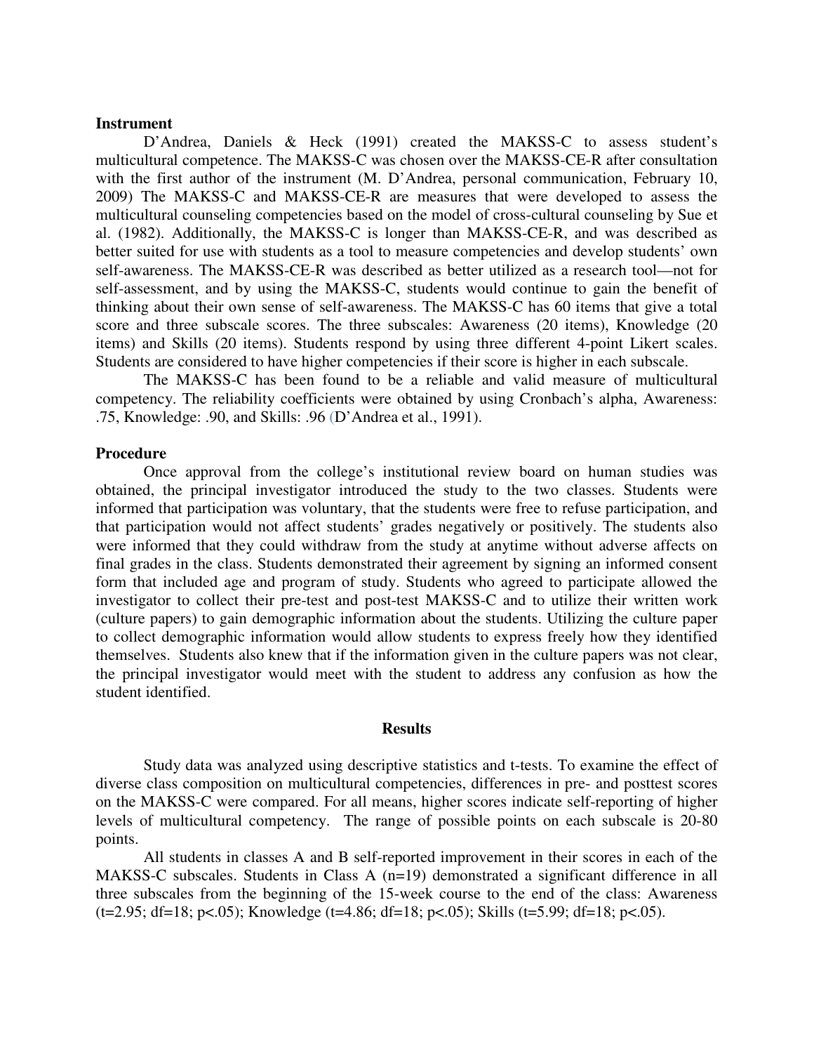**Instrument**

D'Andrea, Daniels & Heck (1991) created the MAKSS-C to assess student's multicultural competence. The MAKSS-C was chosen over the MAKSS-CE-R after consultation with the first author of the instrument (M. D'Andrea, personal communication, February 10, 2009) The MAKSS-C and MAKSS-CE-R are measures that were developed to assess the multicultural counseling competencies based on the model of cross-cultural counseling by Sue et al. (1982). Additionally, the MAKSS-C is longer than MAKSS-CE-R, and was described as better suited for use with students as a tool to measure competencies and develop students' own self-awareness. The MAKSS-CE-R was described as better utilized as a research tool—not for self-assessment, and by using the MAKSS-C, students would continue to gain the benefit of thinking about their own sense of self-awareness. The MAKSS-C has 60 items that give a total score and three subscale scores. The three subscales: Awareness (20 items), Knowledge (20 items) and Skills (20 items). Students respond by using three different 4-point Likert scales. Students are considered to have higher competencies if their score is higher in each subscale.

The MAKSS-C has been found to be a reliable and valid measure of multicultural competency. The reliability coefficients were obtained by using Cronbach's alpha, Awareness: .75, Knowledge: .90, and Skills: .96 (D'Andrea et al., 1991).

**Procedure**

Once approval from the college's institutional review board on human studies was obtained, the principal investigator introduced the study to the two classes. Students were informed that participation was voluntary, that the students were free to refuse participation, and that participation would not affect students' grades negatively or positively. The students also were informed that they could withdraw from the study at anytime without adverse affects on final grades in the class. Students demonstrated their agreement by signing an informed consent form that included age and program of study. Students who agreed to participate allowed the investigator to collect their pre-test and post-test MAKSS-C and to utilize their written work (culture papers) to gain demographic information about the students. Utilizing the culture paper to collect demographic information would allow students to express freely how they identified themselves. Students also knew that if the information given in the culture papers was not clear, the principal investigator would meet with the student to address any confusion as how the student identified.

## Results

Study data was analyzed using descriptive statistics and t-tests. To examine the effect of diverse class composition on multicultural competencies, differences in pre- and posttest scores on the MAKSS-C were compared. For all means, higher scores indicate self-reporting of higher levels of multicultural competency. The range of possible points on each subscale is 20-80 points.

All students in classes A and B self-reported improvement in their scores in each of the MAKSS-C subscales. Students in Class A ($n=19$) demonstrated a significant difference in all three subscales from the beginning of the 15-week course to the end of the class: Awareness ($t=2.95$; $df=18$; $p<.05$); Knowledge ($t=4.86$; $df=18$; $p<.05$); Skills ($t=5.99$; $df=18$; $p<.05$).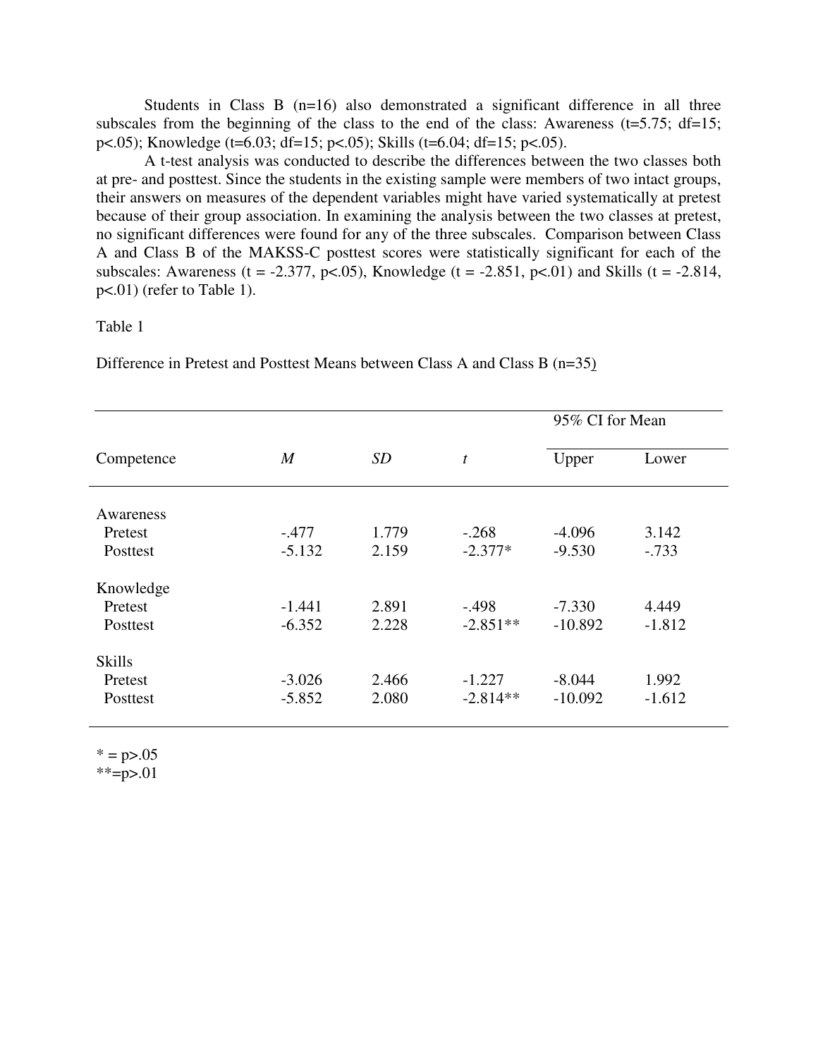Students in Class B (n=16) also demonstrated a significant difference in all three subscales from the beginning of the class to the end of the class: Awareness (t=5.75; df=15; p<.05); Knowledge (t=6.03; df=15; p<.05); Skills (t=6.04; df=15; p<.05).

A t-test analysis was conducted to describe the differences between the two classes both at pre- and posttest. Since the students in the existing sample were members of two intact groups, their answers on measures of the dependent variables might have varied systematically at pretest because of their group association. In examining the analysis between the two classes at pretest, no significant differences were found for any of the three subscales. Comparison between Class A and Class B of the MAKSS-C posttest scores were statistically significant for each of the subscales: Awareness (t = -2.377, p<.05), Knowledge (t = -2.851, p<.01) and Skills (t = -2.814, p<.01) (refer to Table 1).

Table 1

Difference in Pretest and Posttest Means between Class A and Class B (n=35)

| Competence | *M* | *SD* | *t* | 95% CI for Mean | |
|---|---|---|---|---|---|
| | | | | Upper | Lower |
| Awareness | | | | | |
| Pretest | -.477 | 1.779 | -.268 | -4.096 | 3.142 |
| Posttest | -5.132 | 2.159 | -2.377* | -9.530 | -.733 |
| Knowledge | | | | | |
| Pretest | -1.441 | 2.891 | -.498 | -7.330 | 4.449 |
| Posttest | -6.352 | 2.228 | -2.851** | -10.892 | -1.812 |
| Skills | | | | | |
| Pretest | -3.026 | 2.466 | -1.227 | -8.044 | 1.992 |
| Posttest | -5.852 | 2.080 | -2.814** | -10.092 | -1.612 |

* = p>.05
**=p>.01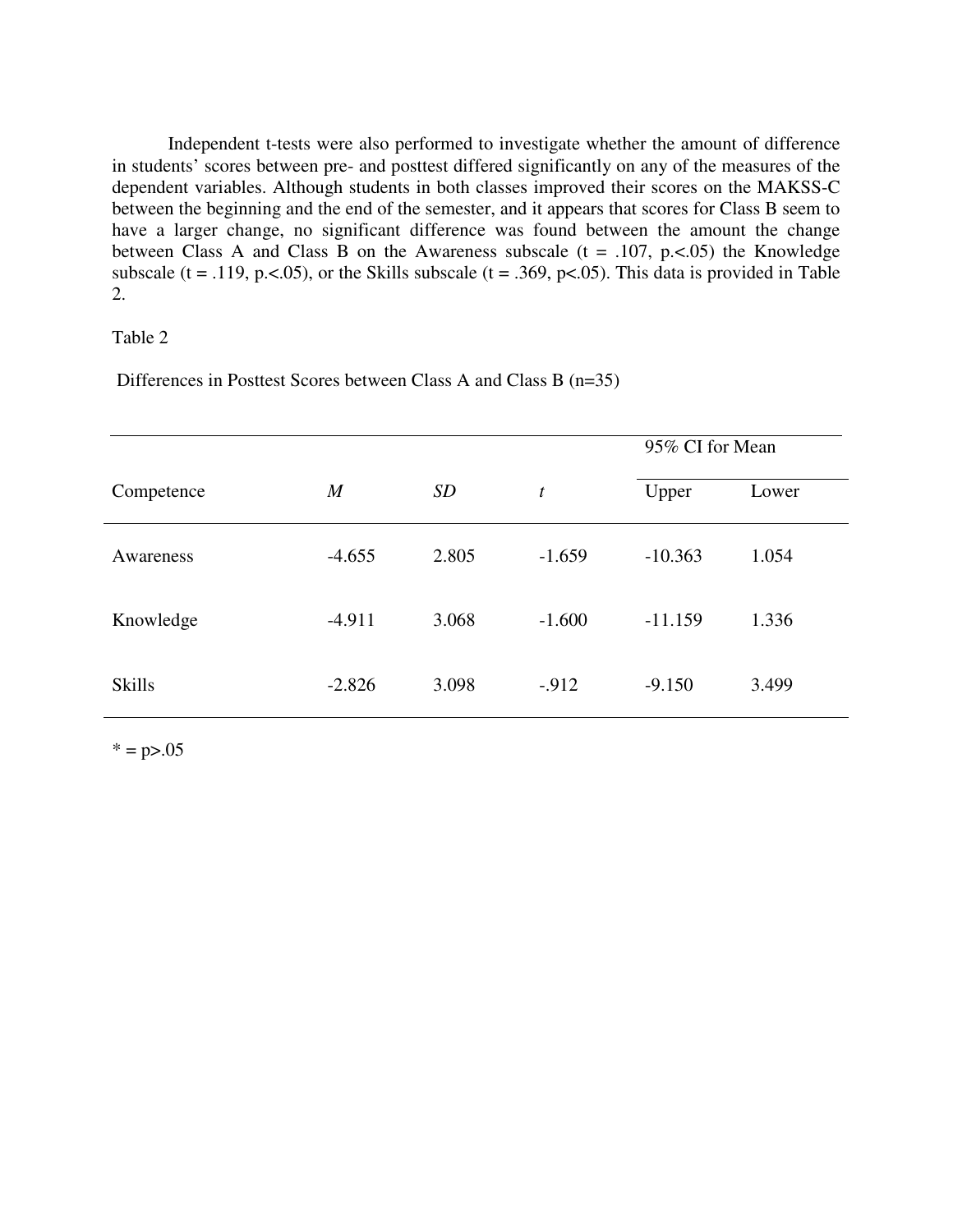Independent t-tests were also performed to investigate whether the amount of difference in students' scores between pre- and posttest differed significantly on any of the measures of the dependent variables. Although students in both classes improved their scores on the MAKSS-C between the beginning and the end of the semester, and it appears that scores for Class B seem to have a larger change, no significant difference was found between the amount the change between Class A and Class B on the Awareness subscale ($t = .107$, $p.<.05$) the Knowledge subscale ($t = .119$, $p.<.05$), or the Skills subscale ($t = .369$, $p<.05$). This data is provided in Table 2.

Table 2

Differences in Posttest Scores between Class A and Class B (n=35)

| | | | | 95% CI for Mean | |
|---|---|---|---|---|---|
| Competence | *M* | *SD* | *t* | Upper | Lower |
| Awareness | -4.655 | 2.805 | -1.659 | -10.363 | 1.054 |
| Knowledge | -4.911 | 3.068 | -1.600 | -11.159 | 1.336 |
| Skills | -2.826 | 3.098 | -.912 | -9.150 | 3.499 |

* = $p>.05$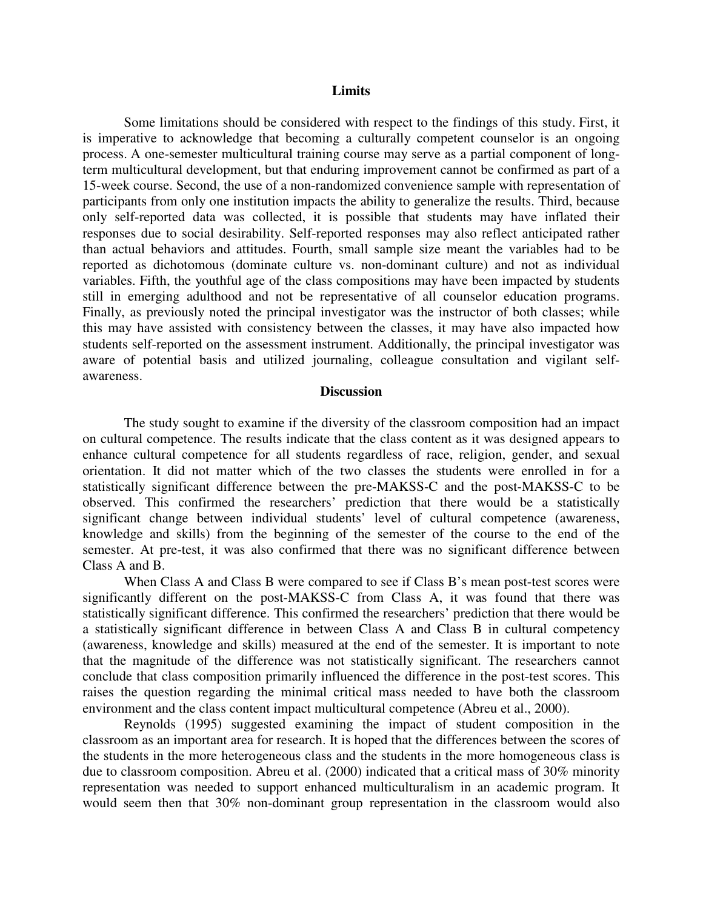## Limits

Some limitations should be considered with respect to the findings of this study. First, it is imperative to acknowledge that becoming a culturally competent counselor is an ongoing process. A one-semester multicultural training course may serve as a partial component of long-term multicultural development, but that enduring improvement cannot be confirmed as part of a 15-week course. Second, the use of a non-randomized convenience sample with representation of participants from only one institution impacts the ability to generalize the results. Third, because only self-reported data was collected, it is possible that students may have inflated their responses due to social desirability. Self-reported responses may also reflect anticipated rather than actual behaviors and attitudes. Fourth, small sample size meant the variables had to be reported as dichotomous (dominate culture vs. non-dominant culture) and not as individual variables. Fifth, the youthful age of the class compositions may have been impacted by students still in emerging adulthood and not be representative of all counselor education programs. Finally, as previously noted the principal investigator was the instructor of both classes; while this may have assisted with consistency between the classes, it may have also impacted how students self-reported on the assessment instrument. Additionally, the principal investigator was aware of potential basis and utilized journaling, colleague consultation and vigilant self-awareness.

## Discussion

The study sought to examine if the diversity of the classroom composition had an impact on cultural competence. The results indicate that the class content as it was designed appears to enhance cultural competence for all students regardless of race, religion, gender, and sexual orientation. It did not matter which of the two classes the students were enrolled in for a statistically significant difference between the pre-MAKSS-C and the post-MAKSS-C to be observed. This confirmed the researchers' prediction that there would be a statistically significant change between individual students' level of cultural competence (awareness, knowledge and skills) from the beginning of the semester of the course to the end of the semester. At pre-test, it was also confirmed that there was no significant difference between Class A and B.

When Class A and Class B were compared to see if Class B's mean post-test scores were significantly different on the post-MAKSS-C from Class A, it was found that there was statistically significant difference. This confirmed the researchers' prediction that there would be a statistically significant difference in between Class A and Class B in cultural competency (awareness, knowledge and skills) measured at the end of the semester. It is important to note that the magnitude of the difference was not statistically significant. The researchers cannot conclude that class composition primarily influenced the difference in the post-test scores. This raises the question regarding the minimal critical mass needed to have both the classroom environment and the class content impact multicultural competence (Abreu et al., 2000).

Reynolds (1995) suggested examining the impact of student composition in the classroom as an important area for research. It is hoped that the differences between the scores of the students in the more heterogeneous class and the students in the more homogeneous class is due to classroom composition. Abreu et al. (2000) indicated that a critical mass of 30% minority representation was needed to support enhanced multiculturalism in an academic program. It would seem then that 30% non-dominant group representation in the classroom would also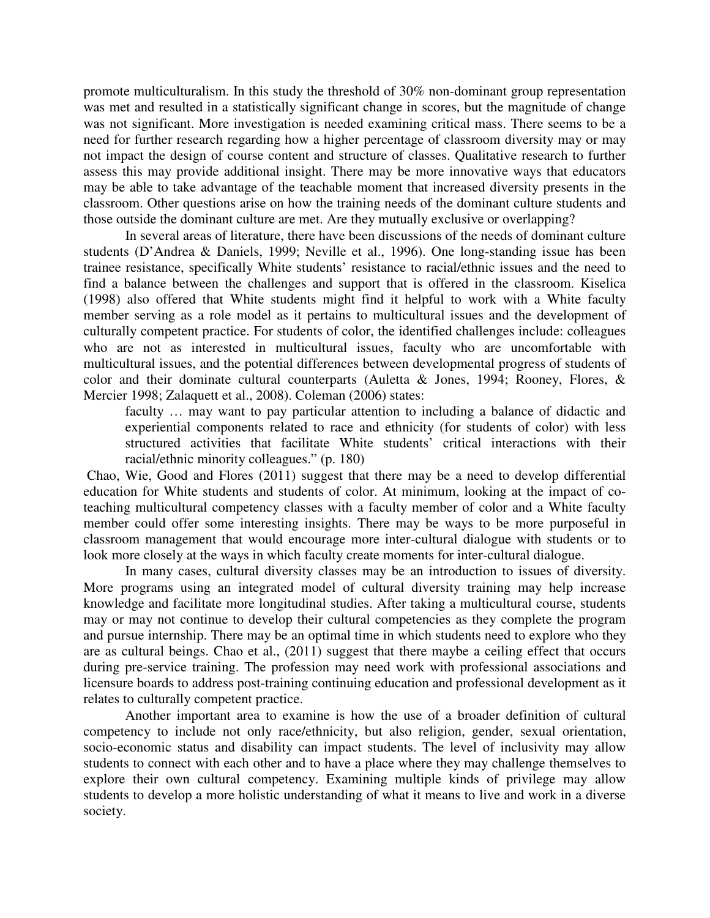promote multiculturalism. In this study the threshold of 30% non-dominant group representation was met and resulted in a statistically significant change in scores, but the magnitude of change was not significant. More investigation is needed examining critical mass. There seems to be a need for further research regarding how a higher percentage of classroom diversity may or may not impact the design of course content and structure of classes. Qualitative research to further assess this may provide additional insight. There may be more innovative ways that educators may be able to take advantage of the teachable moment that increased diversity presents in the classroom. Other questions arise on how the training needs of the dominant culture students and those outside the dominant culture are met. Are they mutually exclusive or overlapping?

In several areas of literature, there have been discussions of the needs of dominant culture students (D'Andrea & Daniels, 1999; Neville et al., 1996). One long-standing issue has been trainee resistance, specifically White students' resistance to racial/ethnic issues and the need to find a balance between the challenges and support that is offered in the classroom. Kiselica (1998) also offered that White students might find it helpful to work with a White faculty member serving as a role model as it pertains to multicultural issues and the development of culturally competent practice. For students of color, the identified challenges include: colleagues who are not as interested in multicultural issues, faculty who are uncomfortable with multicultural issues, and the potential differences between developmental progress of students of color and their dominate cultural counterparts (Auletta & Jones, 1994; Rooney, Flores, & Mercier 1998; Zalaquett et al., 2008). Coleman (2006) states:

> faculty … may want to pay particular attention to including a balance of didactic and experiential components related to race and ethnicity (for students of color) with less structured activities that facilitate White students' critical interactions with their racial/ethnic minority colleagues." (p. 180)

Chao, Wie, Good and Flores (2011) suggest that there may be a need to develop differential education for White students and students of color. At minimum, looking at the impact of co-teaching multicultural competency classes with a faculty member of color and a White faculty member could offer some interesting insights. There may be ways to be more purposeful in classroom management that would encourage more inter-cultural dialogue with students or to look more closely at the ways in which faculty create moments for inter-cultural dialogue.

In many cases, cultural diversity classes may be an introduction to issues of diversity. More programs using an integrated model of cultural diversity training may help increase knowledge and facilitate more longitudinal studies. After taking a multicultural course, students may or may not continue to develop their cultural competencies as they complete the program and pursue internship. There may be an optimal time in which students need to explore who they are as cultural beings. Chao et al., (2011) suggest that there maybe a ceiling effect that occurs during pre-service training. The profession may need work with professional associations and licensure boards to address post-training continuing education and professional development as it relates to culturally competent practice.

Another important area to examine is how the use of a broader definition of cultural competency to include not only race/ethnicity, but also religion, gender, sexual orientation, socio-economic status and disability can impact students. The level of inclusivity may allow students to connect with each other and to have a place where they may challenge themselves to explore their own cultural competency. Examining multiple kinds of privilege may allow students to develop a more holistic understanding of what it means to live and work in a diverse society.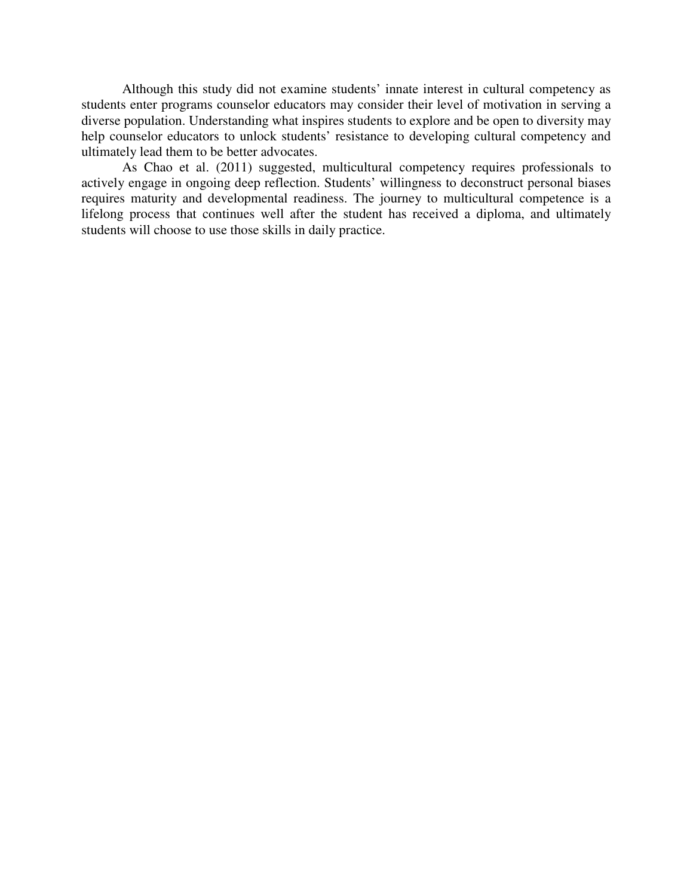Although this study did not examine students' innate interest in cultural competency as students enter programs counselor educators may consider their level of motivation in serving a diverse population. Understanding what inspires students to explore and be open to diversity may help counselor educators to unlock students' resistance to developing cultural competency and ultimately lead them to be better advocates.

As Chao et al. (2011) suggested, multicultural competency requires professionals to actively engage in ongoing deep reflection. Students' willingness to deconstruct personal biases requires maturity and developmental readiness. The journey to multicultural competence is a lifelong process that continues well after the student has received a diploma, and ultimately students will choose to use those skills in daily practice.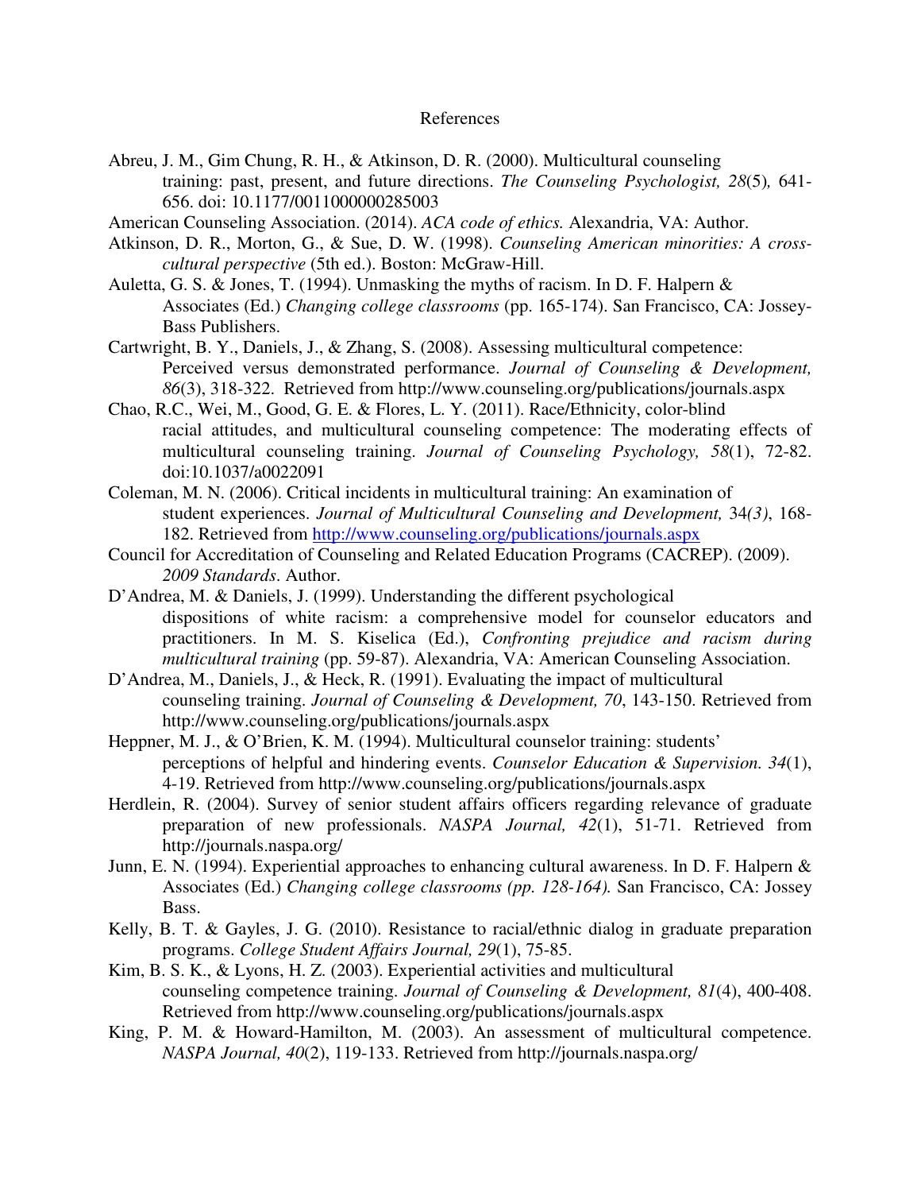# References

Abreu, J. M., Gim Chung, R. H., & Atkinson, D. R. (2000). Multicultural counseling training: past, present, and future directions. *The Counseling Psychologist, 28*(5)*,* 641-656. doi: 10.1177/0011000000285003

American Counseling Association. (2014). *ACA code of ethics.* Alexandria, VA: Author.

Atkinson, D. R., Morton, G., & Sue, D. W. (1998). *Counseling American minorities: A cross-cultural perspective* (5th ed.). Boston: McGraw-Hill.

Auletta, G. S. & Jones, T. (1994). Unmasking the myths of racism. In D. F. Halpern & Associates (Ed.) *Changing college classrooms* (pp. 165-174). San Francisco, CA: Jossey-Bass Publishers.

Cartwright, B. Y., Daniels, J., & Zhang, S. (2008). Assessing multicultural competence: Perceived versus demonstrated performance. *Journal of Counseling & Development, 86*(3), 318-322. Retrieved from http://www.counseling.org/publications/journals.aspx

Chao, R.C., Wei, M., Good, G. E. & Flores, L. Y. (2011). Race/Ethnicity, color-blind racial attitudes, and multicultural counseling competence: The moderating effects of multicultural counseling training. *Journal of Counseling Psychology, 58*(1), 72-82. doi:10.1037/a0022091

Coleman, M. N. (2006). Critical incidents in multicultural training: An examination of student experiences. *Journal of Multicultural Counseling and Development,* 34*(3)*, 168-182. Retrieved from http://www.counseling.org/publications/journals.aspx

Council for Accreditation of Counseling and Related Education Programs (CACREP). (2009). *2009 Standards*. Author.

D'Andrea, M. & Daniels, J. (1999). Understanding the different psychological dispositions of white racism: a comprehensive model for counselor educators and practitioners. In M. S. Kiselica (Ed.), *Confronting prejudice and racism during multicultural training* (pp. 59-87). Alexandria, VA: American Counseling Association.

D'Andrea, M., Daniels, J., & Heck, R. (1991). Evaluating the impact of multicultural counseling training. *Journal of Counseling & Development, 70*, 143-150. Retrieved from http://www.counseling.org/publications/journals.aspx

Heppner, M. J., & O'Brien, K. M. (1994). Multicultural counselor training: students' perceptions of helpful and hindering events. *Counselor Education & Supervision. 34*(1), 4-19. Retrieved from http://www.counseling.org/publications/journals.aspx

Herdlein, R. (2004). Survey of senior student affairs officers regarding relevance of graduate preparation of new professionals. *NASPA Journal, 42*(1), 51-71. Retrieved from http://journals.naspa.org/

Junn, E. N. (1994). Experiential approaches to enhancing cultural awareness. In D. F. Halpern & Associates (Ed.) *Changing college classrooms (pp. 128-164).* San Francisco, CA: Jossey Bass.

Kelly, B. T. & Gayles, J. G. (2010). Resistance to racial/ethnic dialog in graduate preparation programs. *College Student Affairs Journal, 29*(1), 75-85.

Kim, B. S. K., & Lyons, H. Z. (2003). Experiential activities and multicultural counseling competence training. *Journal of Counseling & Development, 81*(4), 400-408. Retrieved from http://www.counseling.org/publications/journals.aspx

King, P. M. & Howard-Hamilton, M. (2003). An assessment of multicultural competence. *NASPA Journal, 40*(2), 119-133. Retrieved from http://journals.naspa.org/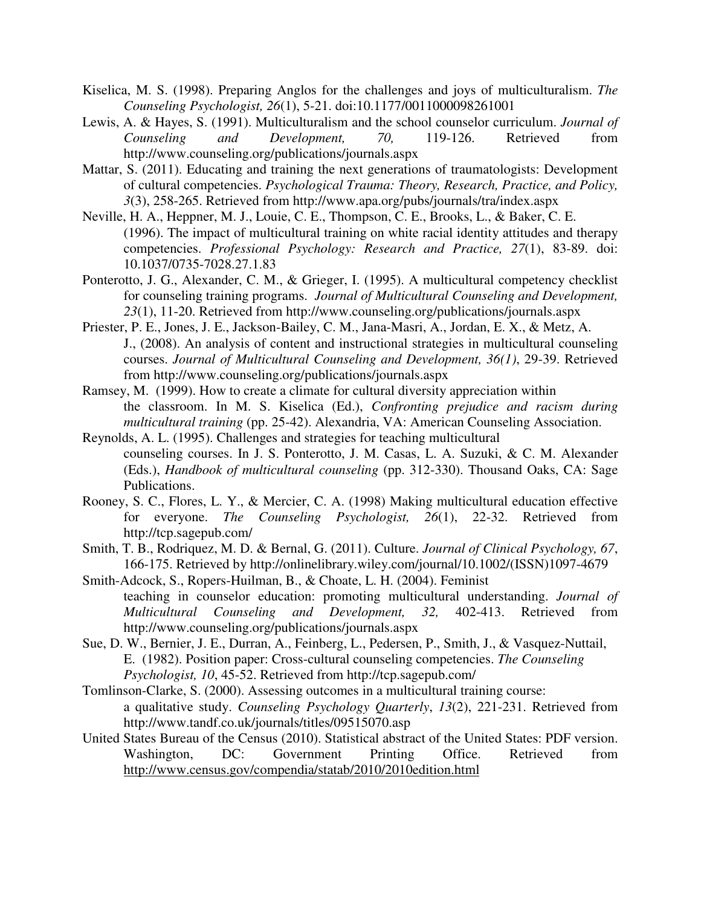Kiselica, M. S. (1998). Preparing Anglos for the challenges and joys of multiculturalism. *The Counseling Psychologist, 26*(1), 5-21. doi:10.1177/0011000098261001

Lewis, A. & Hayes, S. (1991). Multiculturalism and the school counselor curriculum. *Journal of Counseling and Development, 70,* 119-126. Retrieved from http://www.counseling.org/publications/journals.aspx

Mattar, S. (2011). Educating and training the next generations of traumatologists: Development of cultural competencies. *Psychological Trauma: Theory, Research, Practice, and Policy, 3*(3), 258-265. Retrieved from http://www.apa.org/pubs/journals/tra/index.aspx

Neville, H. A., Heppner, M. J., Louie, C. E., Thompson, C. E., Brooks, L., & Baker, C. E. (1996). The impact of multicultural training on white racial identity attitudes and therapy competencies. *Professional Psychology: Research and Practice, 27*(1), 83-89. doi: 10.1037/0735-7028.27.1.83

Ponterotto, J. G., Alexander, C. M., & Grieger, I. (1995). A multicultural competency checklist for counseling training programs. *Journal of Multicultural Counseling and Development, 23*(1), 11-20. Retrieved from http://www.counseling.org/publications/journals.aspx

Priester, P. E., Jones, J. E., Jackson-Bailey, C. M., Jana-Masri, A., Jordan, E. X., & Metz, A. J., (2008). An analysis of content and instructional strategies in multicultural counseling courses. *Journal of Multicultural Counseling and Development, 36(1)*, 29-39. Retrieved from http://www.counseling.org/publications/journals.aspx

Ramsey, M. (1999). How to create a climate for cultural diversity appreciation within the classroom. In M. S. Kiselica (Ed.), *Confronting prejudice and racism during multicultural training* (pp. 25-42). Alexandria, VA: American Counseling Association.

Reynolds, A. L. (1995). Challenges and strategies for teaching multicultural counseling courses. In J. S. Ponterotto, J. M. Casas, L. A. Suzuki, & C. M. Alexander (Eds.), *Handbook of multicultural counseling* (pp. 312-330). Thousand Oaks, CA: Sage Publications.

Rooney, S. C., Flores, L. Y., & Mercier, C. A. (1998) Making multicultural education effective for everyone. *The Counseling Psychologist, 26*(1), 22-32. Retrieved from http://tcp.sagepub.com/

Smith, T. B., Rodriquez, M. D. & Bernal, G. (2011). Culture. *Journal of Clinical Psychology, 67*, 166-175. Retrieved by http://onlinelibrary.wiley.com/journal/10.1002/(ISSN)1097-4679

Smith-Adcock, S., Ropers-Huilman, B., & Choate, L. H. (2004). Feminist teaching in counselor education: promoting multicultural understanding. *Journal of Multicultural Counseling and Development, 32,* 402-413. Retrieved from http://www.counseling.org/publications/journals.aspx

Sue, D. W., Bernier, J. E., Durran, A., Feinberg, L., Pedersen, P., Smith, J., & Vasquez-Nuttail, E. (1982). Position paper: Cross-cultural counseling competencies. *The Counseling Psychologist, 10*, 45-52. Retrieved from http://tcp.sagepub.com/

Tomlinson-Clarke, S. (2000). Assessing outcomes in a multicultural training course: a qualitative study. *Counseling Psychology Quarterly*, *13*(2), 221-231. Retrieved from http://www.tandf.co.uk/journals/titles/09515070.asp

United States Bureau of the Census (2010). Statistical abstract of the United States: PDF version. Washington, DC: Government Printing Office. Retrieved from http://www.census.gov/compendia/statab/2010/2010edition.html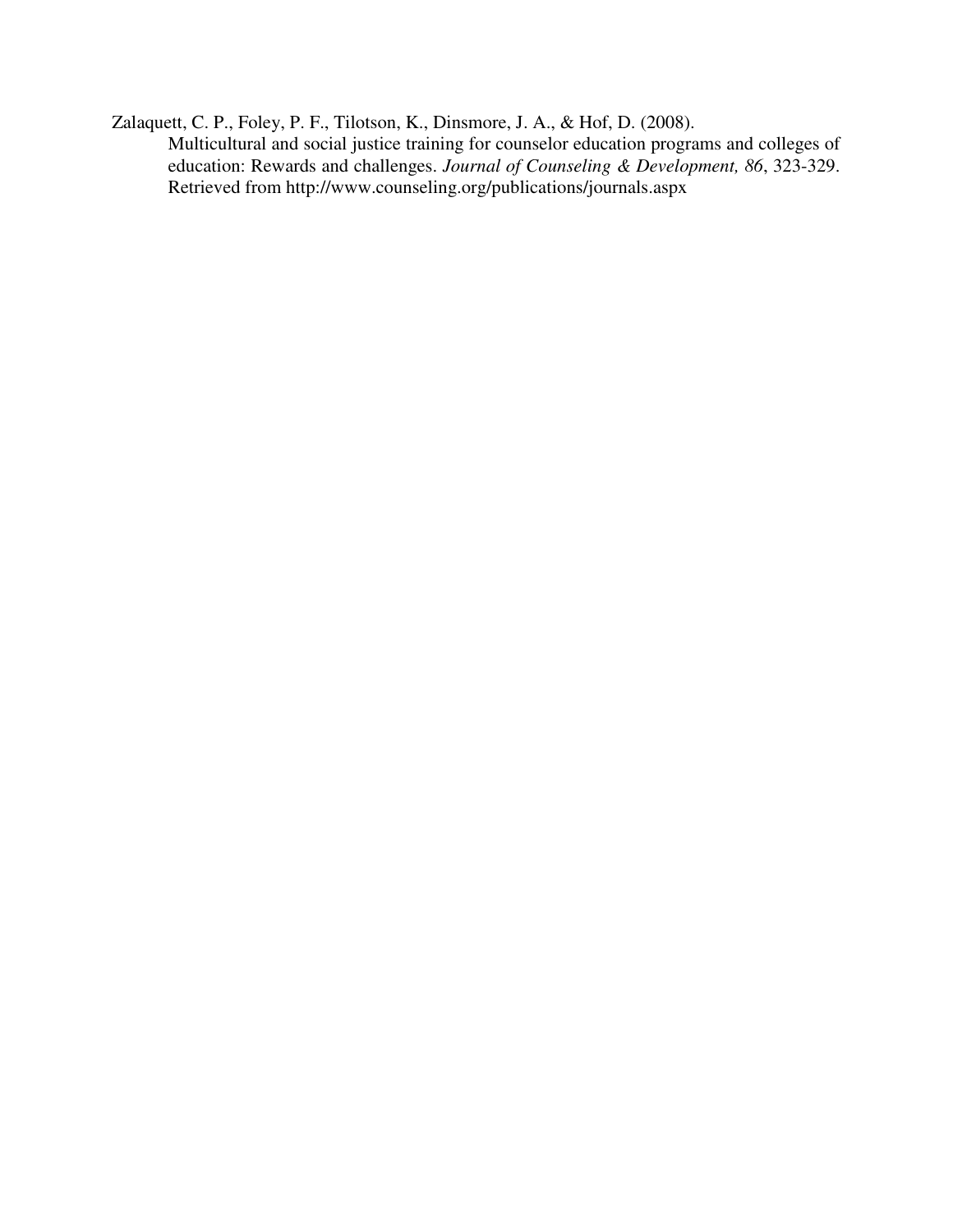Zalaquett, C. P., Foley, P. F., Tilotson, K., Dinsmore, J. A., & Hof, D. (2008). Multicultural and social justice training for counselor education programs and colleges of education: Rewards and challenges. *Journal of Counseling & Development, 86*, 323-329. Retrieved from http://www.counseling.org/publications/journals.aspx